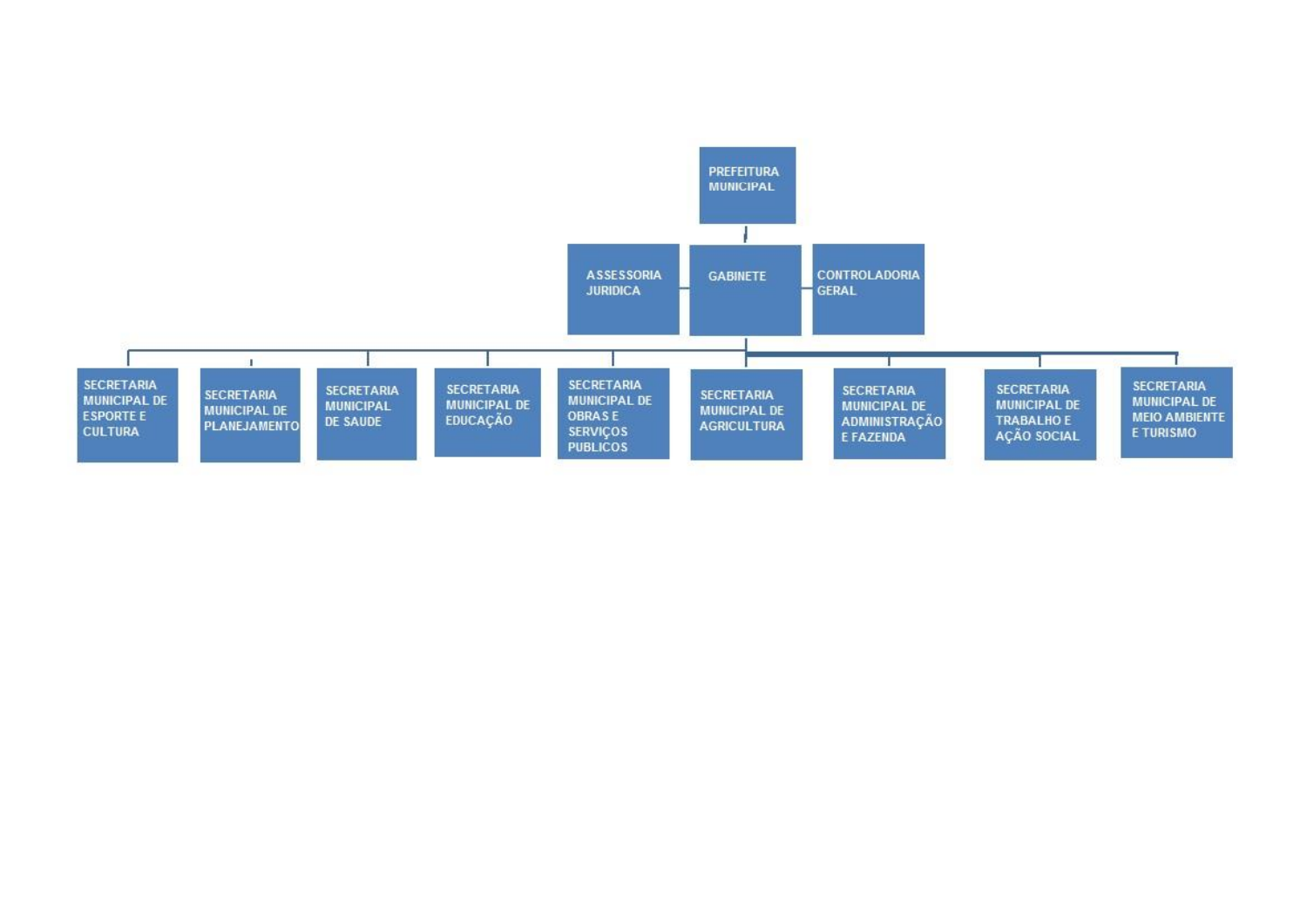PREFEITURA MUNICIPAL

- ASSESSORIA JURIDICA
- GABINETE
- CONTROLADORIA GERAL

- SECRETARIA MUNICIPAL DE ESPORTE E CULTURA
- SECRETARIA MUNICIPAL DE PLANEJAMENTO
- SECRETARIA MUNICIPAL DE SAUDE
- SECRETARIA MUNICIPAL DE EDUCAÇÃO
- SECRETARIA MUNICIPAL DE OBRAS E SERVIÇOS PUBLICOS
- SECRETARIA MUNICIPAL DE AGRICULTURA
- SECRETARIA MUNICIPAL DE ADMINISTRAÇÃO E FAZENDA
- SECRETARIA MUNICIPAL DE TRABALHO E AÇÃO SOCIAL
- SECRETARIA MUNICIPAL DE MEIO AMBIENTE E TURISMO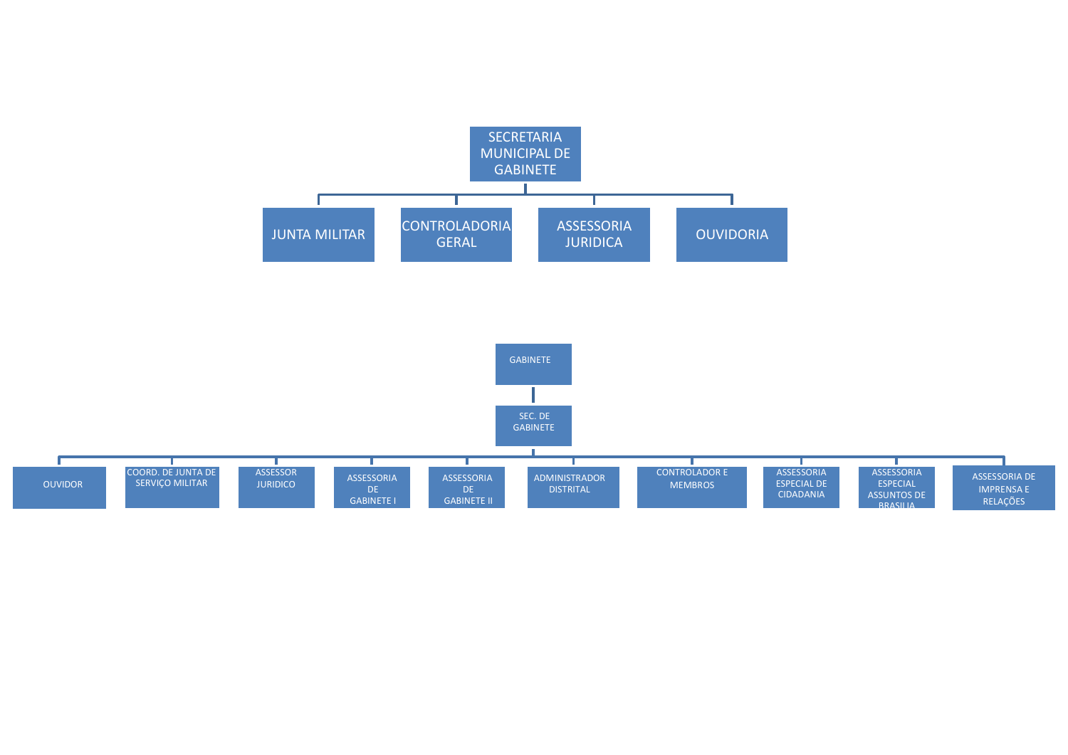- SECRETARIA MUNICIPAL DE GABINETE
  - JUNTA MILITAR
  - CONTROLADORIA GERAL
  - ASSESSORIA JURIDICA
  - OUVIDORIA

- GABINETE
  - SEC. DE GABINETE
    - OUVIDOR
    - COORD. DE JUNTA DE SERVIÇO MILITAR
    - ASSESSOR JURIDICO
    - ASSESSORIA DE GABINETE I
    - ASSESSORIA DE GABINETE II
    - ADMINISTRADOR DISTRITAL
    - CONTROLADOR E MEMBROS
    - ASSESSORIA ESPECIAL DE CIDADANIA
    - ASSESSORIA ESPECIAL ASSUNTOS DE BRASILIA
    - ASSESSORIA DE IMPRENSA E RELAÇÕES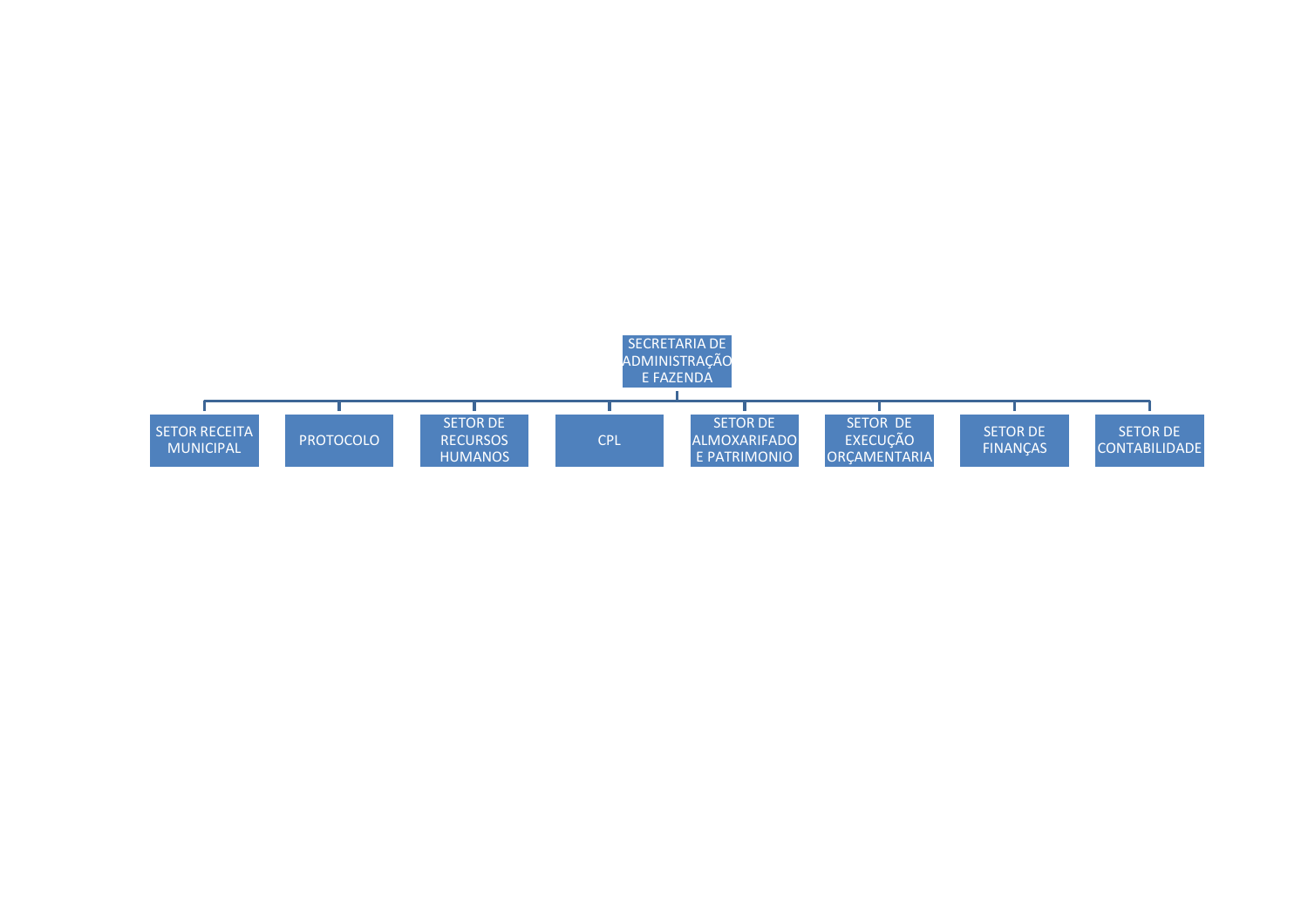SECRETARIA DE ADMINISTRAÇÃO E FAZENDA

- SETOR RECEITA MUNICIPAL
- PROTOCOLO
- SETOR DE RECURSOS HUMANOS
- CPL
- SETOR DE ALMOXARIFADO E PATRIMONIO
- SETOR DE EXECUÇÃO ORÇAMENTARIA
- SETOR DE FINANÇAS
- SETOR DE CONTABILIDADE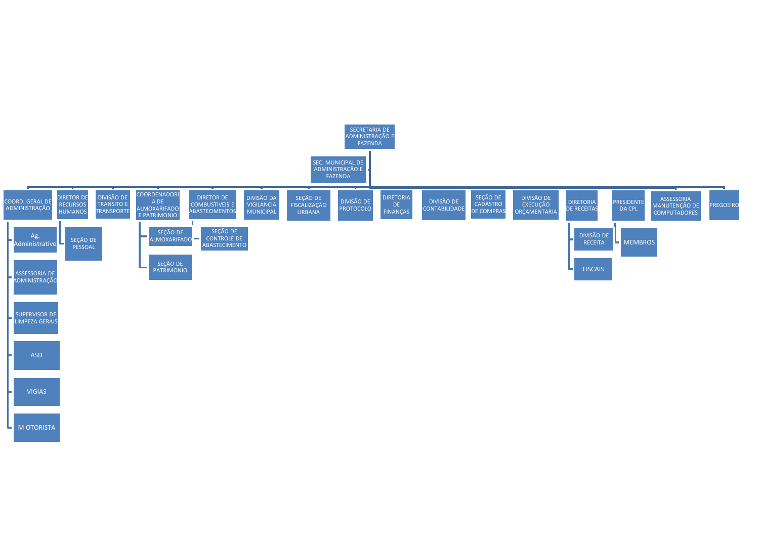- SECRETARIA DE ADMINISTRAÇÃO E FAZENDA
  - SEC. MUNICIPAL DE ADMINISTRAÇÃO E FAZENDA
  - COORD. GERAL DE ADMINISTRAÇÃO
    - Ag. Administrativo
    - ASSESSORIA DE ADMINISTRAÇÃO
    - SUPERVISOR DE LIMPEZA GERAIS
    - ASD
    - VIGIAS
    - M OTORISTA
  - DIRETOR DE RECURSOS HUMANOS
    - SEÇÃO DE PESSOAL
  - DIVISÃO DE TRANSITO E TRANSPORTE
  - COORDENADORIA DE ALMOXARIFADO E PATRIMONIO
    - SEÇÃO DE ALMOXARIFADO
    - SEÇÃO DE PATRIMONIO
  - DIRETOR DE COMBUSTIVEIS E ABASTECIMENTOS
    - SEÇÃO DE CONTROLE DE ABASTECIMENTO
  - DIVISÃO DA VIGILANCIA MUNICIPAL
  - SEÇÃO DE FISCALIZAÇÃO URBANA
  - DIVISÃO DE PROTOCOLO
  - DIRETORIA DE FINANÇAS
  - DIVISÃO DE CONTABILIDADE
  - SEÇÃO DE CADASTRO DE COMPRAS
  - DIVISÃO DE EXECUÇÃO ORÇAMENTARIA
  - DIRETORIA DE RECEITAS
    - DIVISÃO DE RECEITA
    - FISCAIS
  - PRESIDENTE DA CPL
    - MEMBROS
  - ASSESSORIA MANUTENÇÃO DE COMPUTADORES
  - PREGOEIRO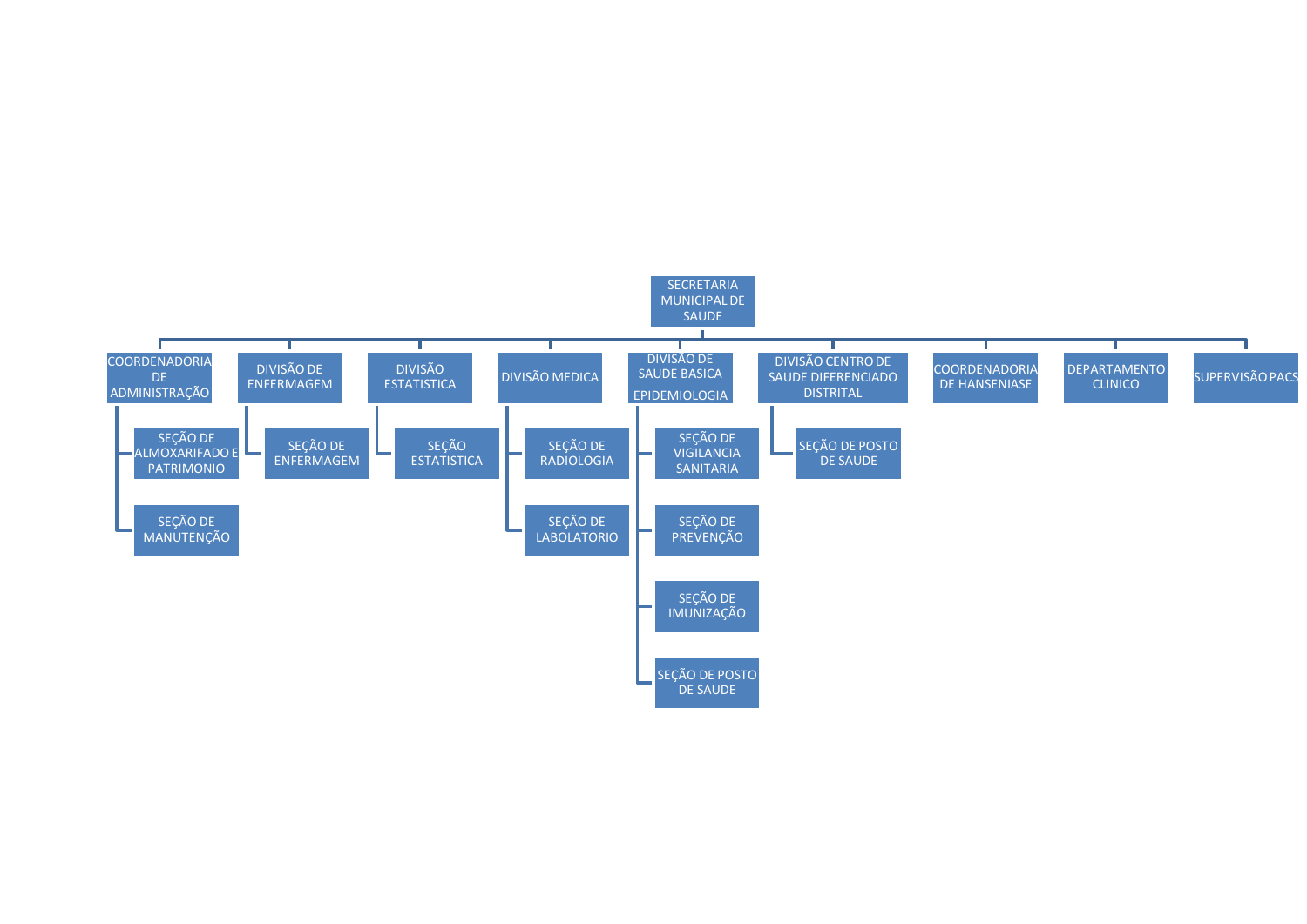- SECRETARIA MUNICIPAL DE SAUDE
  - COORDENADORIA DE ADMINISTRAÇÃO
    - SEÇÃO DE ALMOXARIFADO E PATRIMONIO
    - SEÇÃO DE MANUTENÇÃO
  - DIVISÃO DE ENFERMAGEM
    - SEÇÃO DE ENFERMAGEM
  - DIVISÃO ESTATISTICA
    - SEÇÃO ESTATISTICA
  - DIVISÃO MEDICA
    - SEÇÃO DE RADIOLOGIA
    - SEÇÃO DE LABOLATORIO
  - DIVISÃO DE SAUDE BASICA EPIDEMIOLOGIA
    - SEÇÃO DE VIGILANCIA SANITARIA
    - SEÇÃO DE PREVENÇÃO
    - SEÇÃO DE IMUNIZAÇÃO
    - SEÇÃO DE POSTO DE SAUDE
  - DIVISÃO CENTRO DE SAUDE DIFERENCIADO DISTRITAL
    - SEÇÃO DE POSTO DE SAUDE
  - COORDENADORIA DE HANSENIASE
  - DEPARTAMENTO CLINICO
  - SUPERVISÃO PACS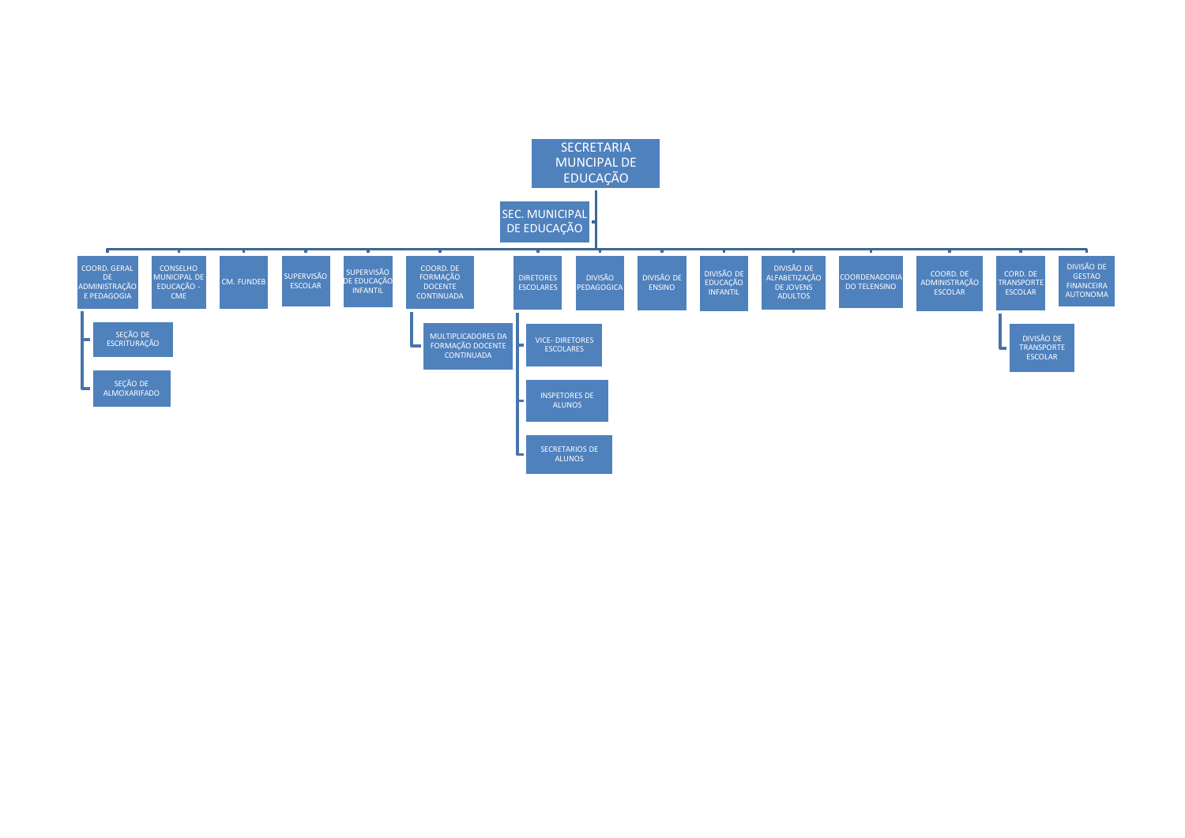# SECRETARIA MUNCIPAL DE EDUCAÇÃO

- SEC. MUNICIPAL DE EDUCAÇÃO
  - COORD. GERAL DE ADMINISTRAÇÃO E PEDAGOGIA
    - SEÇÃO DE ESCRITURAÇÃO
    - SEÇÃO DE ALMOXARIFADO
  - CONSELHO MUNICIPAL DE EDUCAÇÃO - CME
  - CM. FUNDEB
  - SUPERVISÃO ESCOLAR
  - SUPERVISÃO DE EDUCAÇÃO INFANTIL
  - COORD. DE FORMAÇÃO DOCENTE CONTINUADA
    - MULTIPLICADORES DA FORMAÇÃO DOCENTE CONTINUADA
  - DIRETORES ESCOLARES
    - VICE- DIRETORES ESCOLARES
    - INSPETORES DE ALUNOS
    - SECRETARIOS DE ALUNOS
  - DIVISÃO PEDAGOGICA
  - DIVISÃO DE ENSINO
  - DIVISÃO DE EDUCAÇÃO INFANTIL
  - DIVISÃO DE ALFABETIZAÇÃO DE JOVENS ADULTOS
  - COORDENADORIA DO TELENSINO
  - COORD. DE ADMINISTRAÇÃO ESCOLAR
  - CORD. DE TRANSPORTE ESCOLAR
    - DIVISÃO DE TRANSPORTE ESCOLAR
  - DIVISÃO DE GESTAO FINANCEIRA AUTONOMA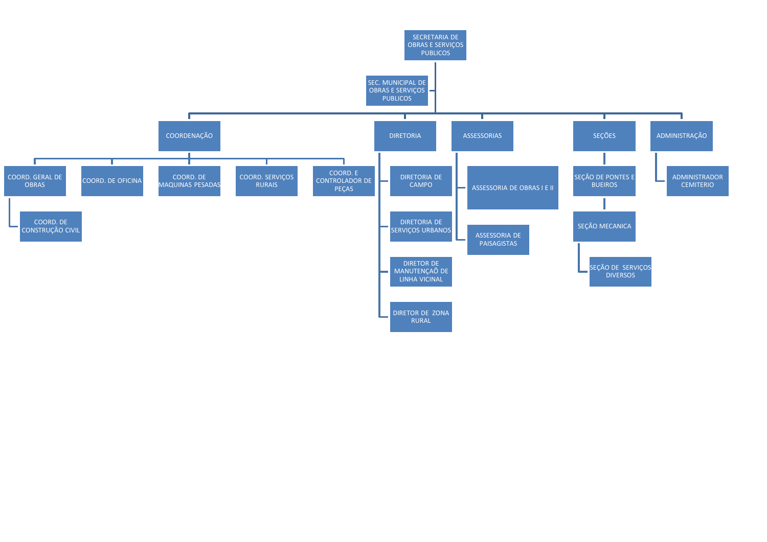- SECRETARIA DE OBRAS E SERVIÇOS PUBLICOS
  - SEC. MUNICIPAL DE OBRAS E SERVIÇOS PUBLICOS
  - COORDENAÇÃO
    - COORD. GERAL DE OBRAS
      - COORD. DE CONSTRUÇÃO CIVIL
    - COORD. DE OFICINA
    - COORD. DE MAQUINAS PESADAS
    - COORD. SERVIÇOS RURAIS
    - COORD. E CONTROLADOR DE PEÇAS
  - DIRETORIA
    - DIRETORIA DE CAMPO
    - DIRETORIA DE SERVIÇOS URBANOS
    - DIRETOR DE MANUTENÇÃO DE LINHA VICINAL
    - DIRETOR DE ZONA RURAL
  - ASSESSORIAS
    - ASSESSORIA DE OBRAS I E II
    - ASSESSORIA DE PAISAGISTAS
  - SEÇÕES
    - SEÇÃO DE PONTES E BUEIROS
    - SEÇÃO MECANICA
      - SEÇÃO DE SERVIÇOS DIVERSOS
  - ADMINISTRAÇÃO
    - ADMINISTRADOR CEMITERIO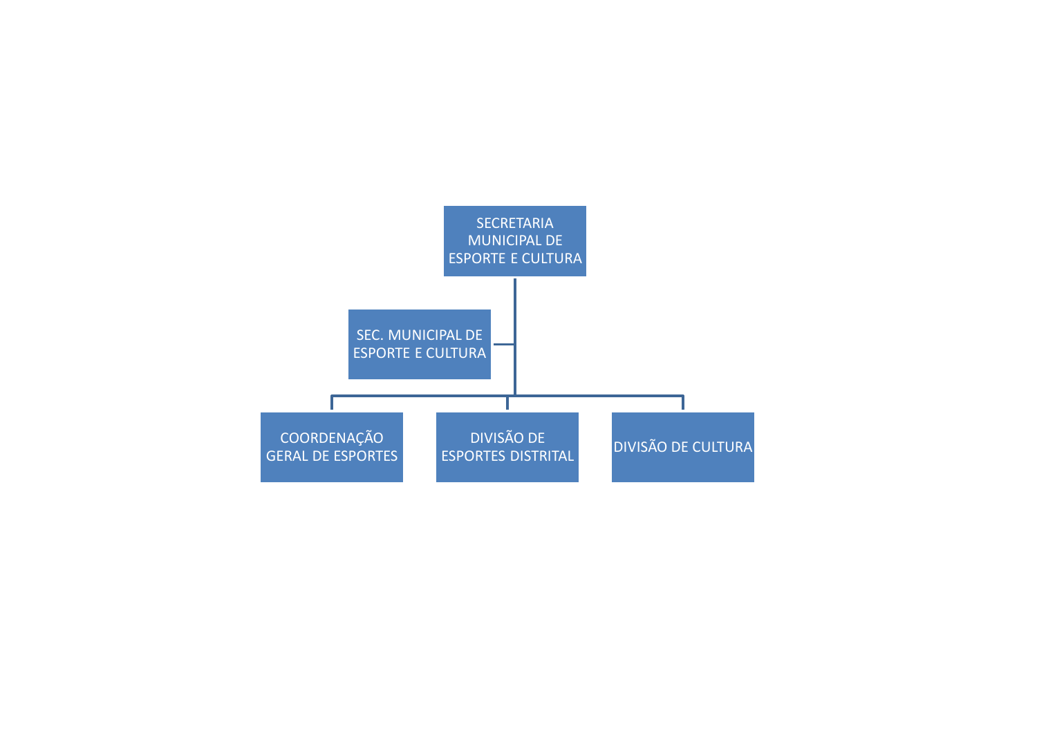SECRETARIA MUNICIPAL DE ESPORTE E CULTURA

SEC. MUNICIPAL DE ESPORTE E CULTURA

COORDENAÇÃO GERAL DE ESPORTES

DIVISÃO DE ESPORTES DISTRITAL

DIVISÃO DE CULTURA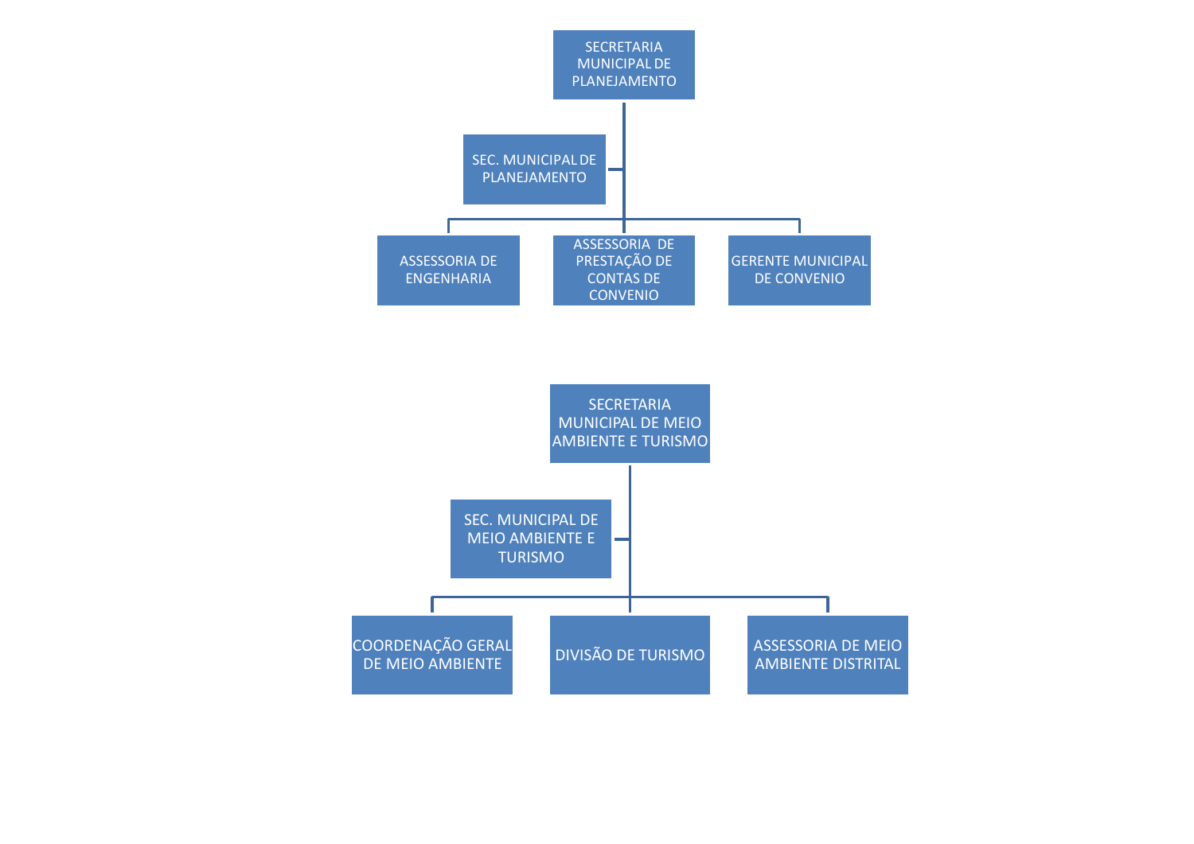- SECRETARIA MUNICIPAL DE PLANEJAMENTO
  - SEC. MUNICIPAL DE PLANEJAMENTO
  - ASSESSORIA DE ENGENHARIA
  - ASSESSORIA DE PRESTAÇÃO DE CONTAS DE CONVENIO
  - GERENTE MUNICIPAL DE CONVENIO

- SECRETARIA MUNICIPAL DE MEIO AMBIENTE E TURISMO
  - SEC. MUNICIPAL DE MEIO AMBIENTE E TURISMO
  - COORDENAÇÃO GERAL DE MEIO AMBIENTE
  - DIVISÃO DE TURISMO
  - ASSESSORIA DE MEIO AMBIENTE DISTRITAL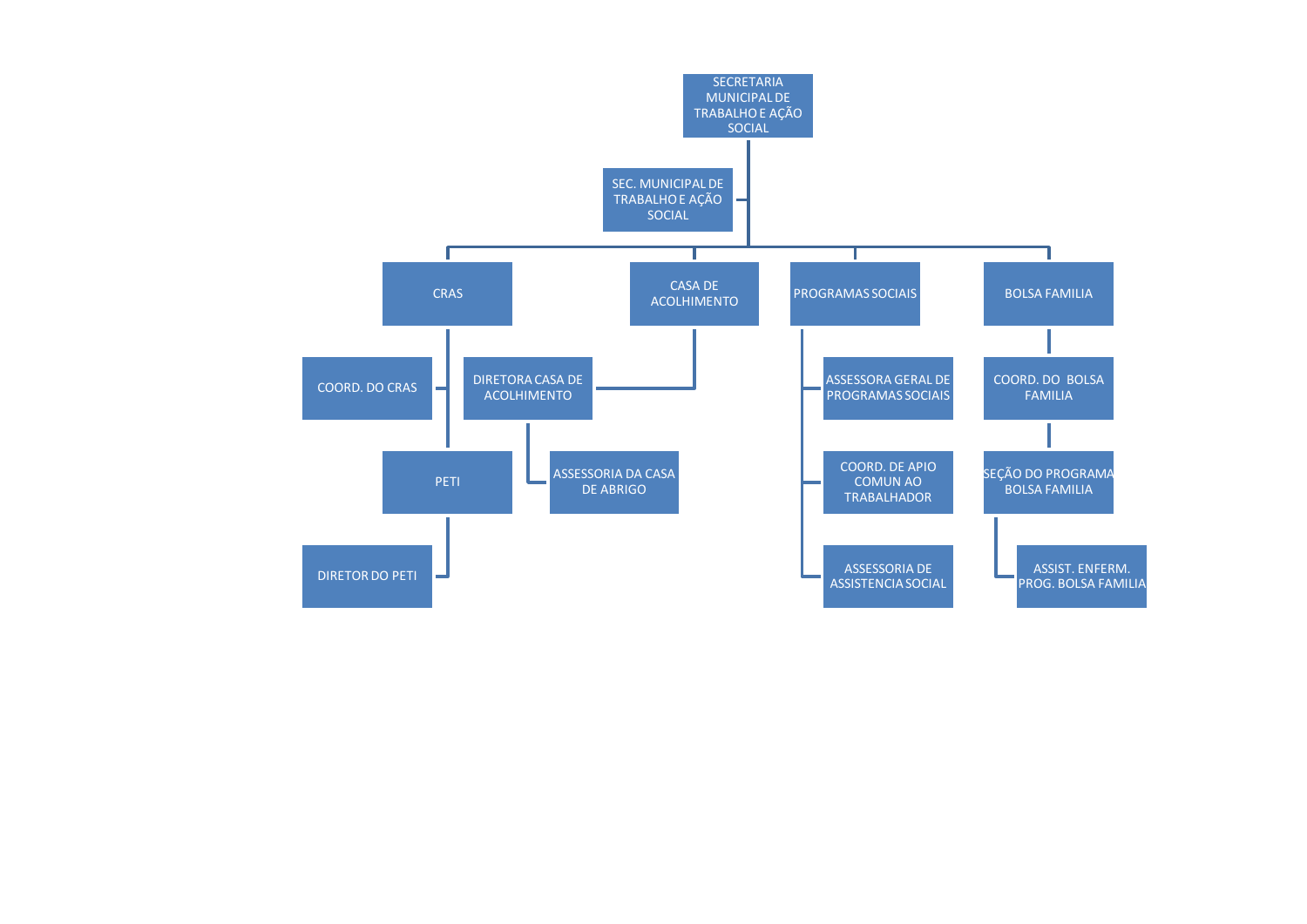- SECRETARIA MUNICIPAL DE TRABALHO E AÇÃO SOCIAL
  - SEC. MUNICIPAL DE TRABALHO E AÇÃO SOCIAL
  - CRAS
    - COORD. DO CRAS
    - PETI
      - DIRETOR DO PETI
  - CASA DE ACOLHIMENTO
    - DIRETORA CASA DE ACOLHIMENTO
      - ASSESSORIA DA CASA DE ABRIGO
  - PROGRAMAS SOCIAIS
    - ASSESSORA GERAL DE PROGRAMAS SOCIAIS
    - COORD. DE APIO COMUN AO TRABALHADOR
    - ASSESSORIA DE ASSISTENCIA SOCIAL
  - BOLSA FAMILIA
    - COORD. DO BOLSA FAMILIA
      - SEÇÃO DO PROGRAMA BOLSA FAMILIA
        - ASSIST. ENFERM. PROG. BOLSA FAMILIA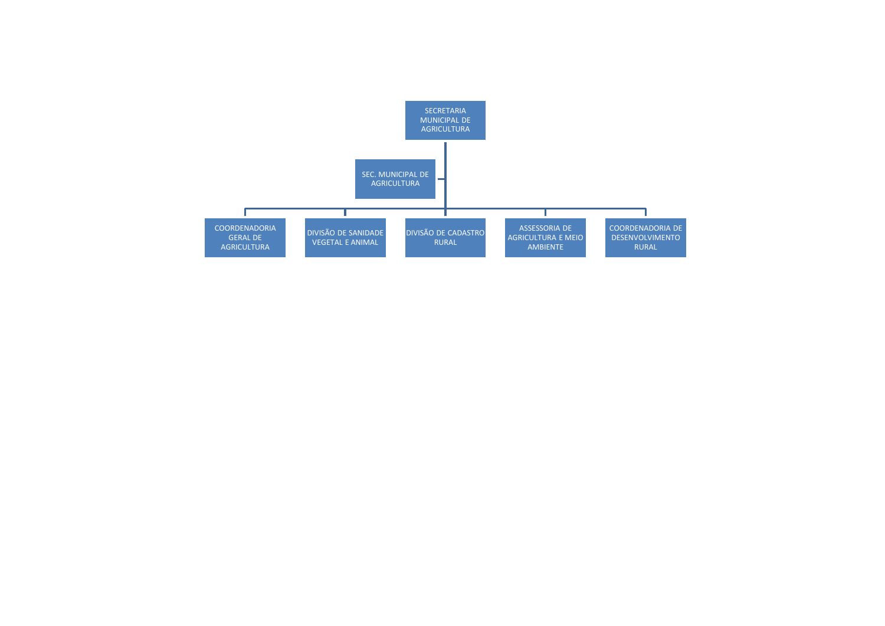SECRETARIA MUNICIPAL DE AGRICULTURA

SEC. MUNICIPAL DE AGRICULTURA

COORDENADORIA GERAL DE AGRICULTURA

DIVISÃO DE SANIDADE VEGETAL E ANIMAL

DIVISÃO DE CADASTRO RURAL

ASSESSORIA DE AGRICULTURA E MEIO AMBIENTE

COORDENADORIA DE DESENVOLVIMENTO RURAL